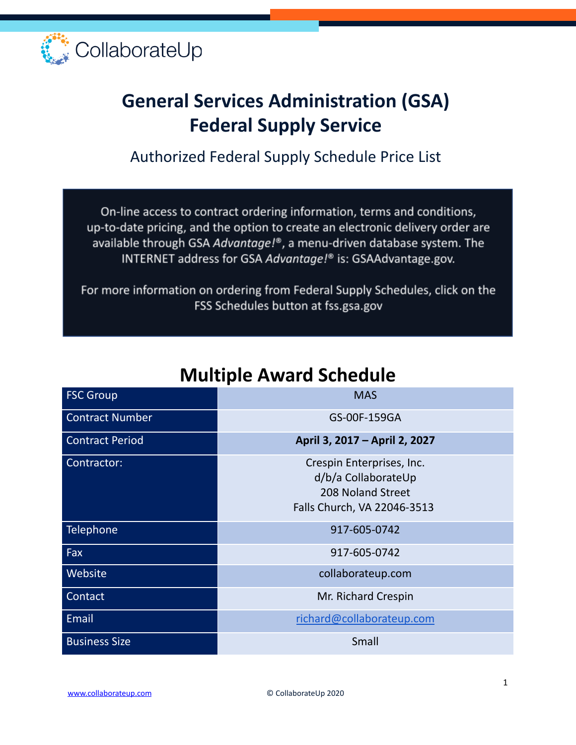CollaborateUp

# General Services Administration (GSA)
# Federal Supply Service

## Authorized Federal Supply Schedule Price List

On-line access to contract ordering information, terms and conditions, up-to-date pricing, and the option to create an electronic delivery order are available through GSA *Advantage!*®, a menu-driven database system. The INTERNET address for GSA *Advantage!*® is: GSAAdvantage.gov.

For more information on ordering from Federal Supply Schedules, click on the FSS Schedules button at fss.gsa.gov

## Multiple Award Schedule

| FSC Group | MAS |
|---|---|
| Contract Number | GS-00F-159GA |
| Contract Period | **April 3, 2017 – April 2, 2027** |
| Contractor: | Crespin Enterprises, Inc.<br>d/b/a CollaborateUp<br>208 Noland Street<br>Falls Church, VA 22046-3513 |
| Telephone | 917-605-0742 |
| Fax | 917-605-0742 |
| Website | collaborateup.com |
| Contact | Mr. Richard Crespin |
| Email | richard@collaborateup.com |
| Business Size | Small |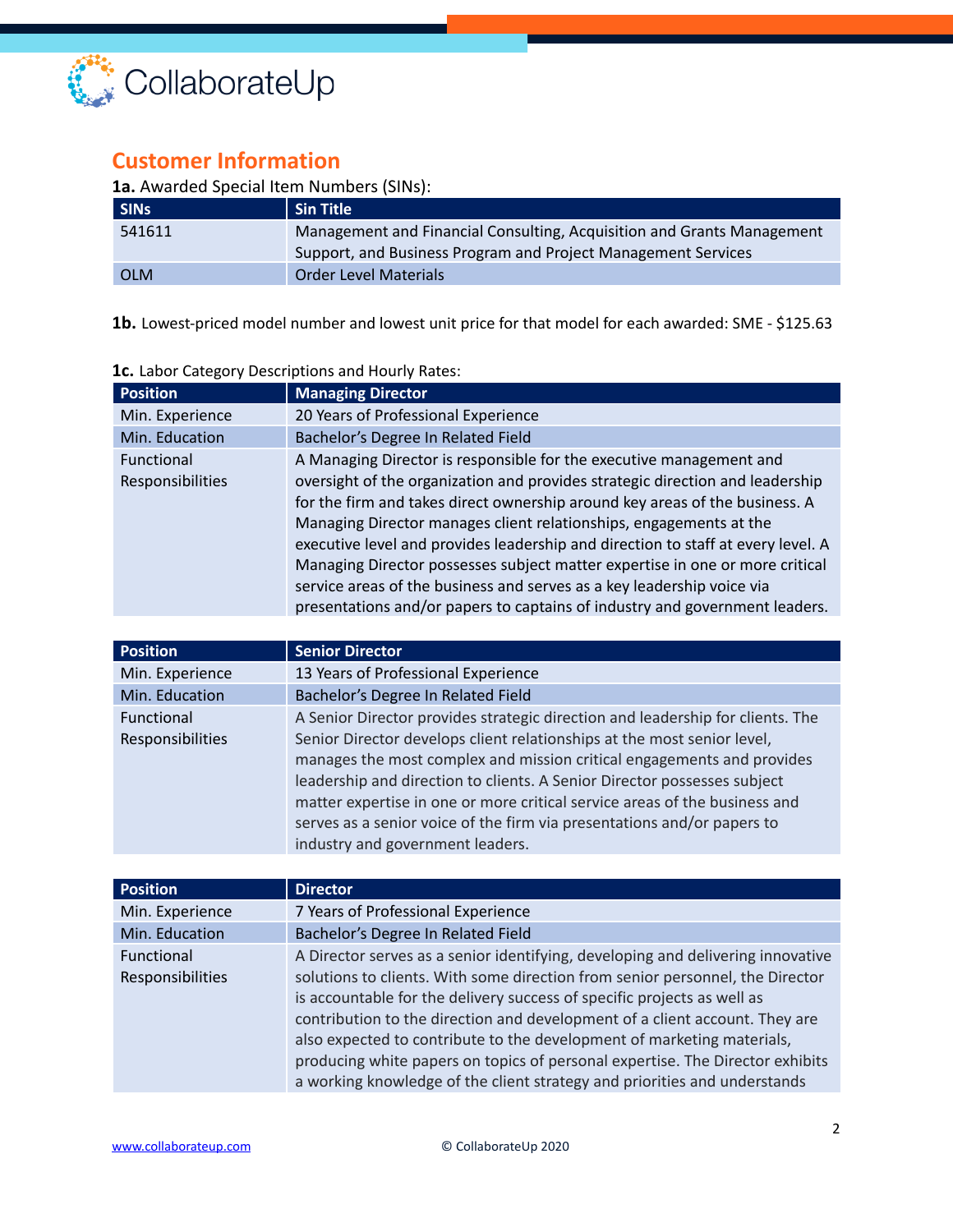## Customer Information

**1a.** Awarded Special Item Numbers (SINs):

| SINs | Sin Title |
|---|---|
| 541611 | Management and Financial Consulting, Acquisition and Grants Management Support, and Business Program and Project Management Services |
| OLM | Order Level Materials |

**1b.** Lowest-priced model number and lowest unit price for that model for each awarded: SME - $125.63

**1c.** Labor Category Descriptions and Hourly Rates:

| Position | Managing Director |
|---|---|
| Min. Experience | 20 Years of Professional Experience |
| Min. Education | Bachelor's Degree In Related Field |
| Functional Responsibilities | A Managing Director is responsible for the executive management and oversight of the organization and provides strategic direction and leadership for the firm and takes direct ownership around key areas of the business. A Managing Director manages client relationships, engagements at the executive level and provides leadership and direction to staff at every level. A Managing Director possesses subject matter expertise in one or more critical service areas of the business and serves as a key leadership voice via presentations and/or papers to captains of industry and government leaders. |

| Position | Senior Director |
|---|---|
| Min. Experience | 13 Years of Professional Experience |
| Min. Education | Bachelor's Degree In Related Field |
| Functional Responsibilities | A Senior Director provides strategic direction and leadership for clients. The Senior Director develops client relationships at the most senior level, manages the most complex and mission critical engagements and provides leadership and direction to clients. A Senior Director possesses subject matter expertise in one or more critical service areas of the business and serves as a senior voice of the firm via presentations and/or papers to industry and government leaders. |

| Position | Director |
|---|---|
| Min. Experience | 7 Years of Professional Experience |
| Min. Education | Bachelor's Degree In Related Field |
| Functional Responsibilities | A Director serves as a senior identifying, developing and delivering innovative solutions to clients. With some direction from senior personnel, the Director is accountable for the delivery success of specific projects as well as contribution to the direction and development of a client account. They are also expected to contribute to the development of marketing materials, producing white papers on topics of personal expertise. The Director exhibits a working knowledge of the client strategy and priorities and understands |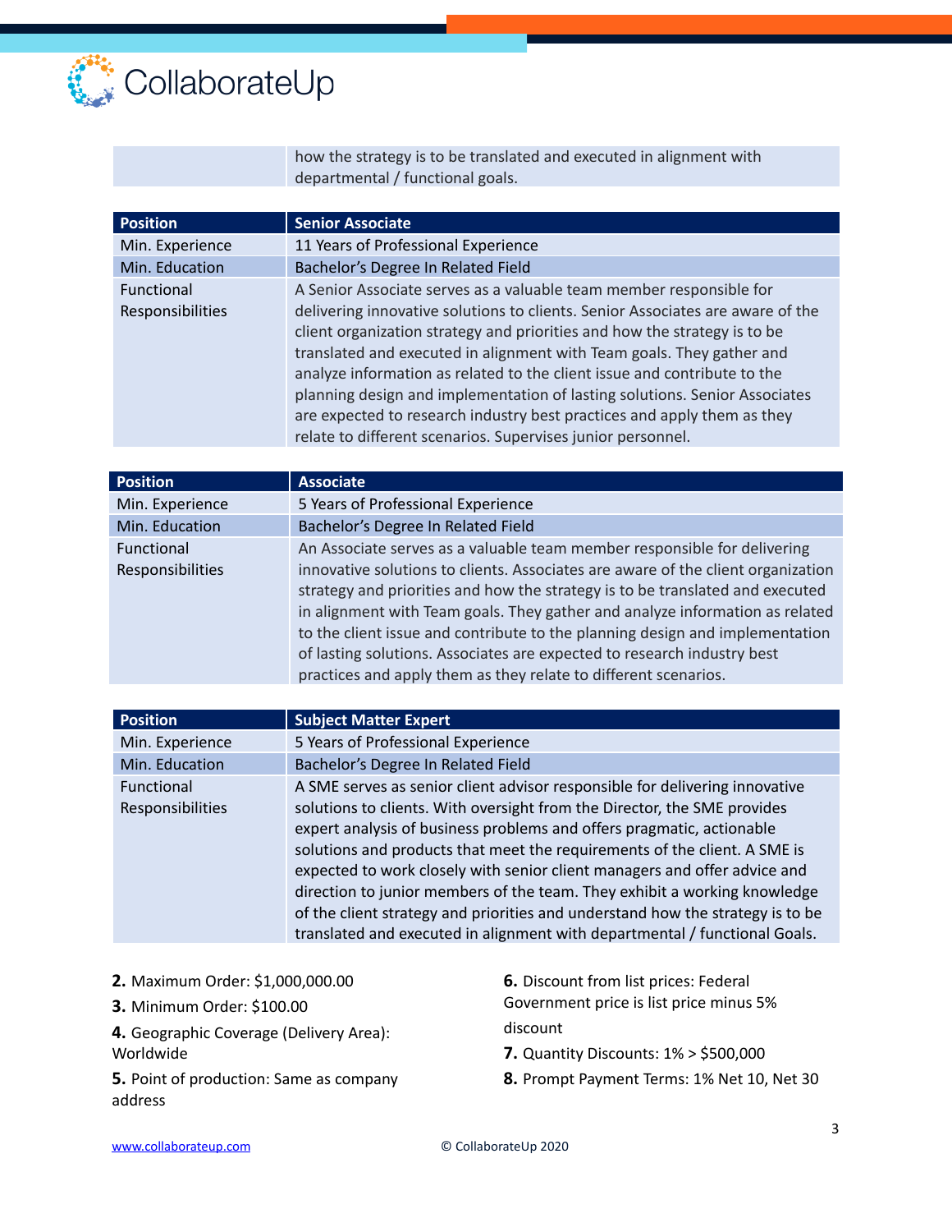| | |
|---|---|
| | how the strategy is to be translated and executed in alignment with departmental / functional goals. |

| Position | Senior Associate |
|---|---|
| Min. Experience | 11 Years of Professional Experience |
| Min. Education | Bachelor's Degree In Related Field |
| Functional Responsibilities | A Senior Associate serves as a valuable team member responsible for delivering innovative solutions to clients. Senior Associates are aware of the client organization strategy and priorities and how the strategy is to be translated and executed in alignment with Team goals. They gather and analyze information as related to the client issue and contribute to the planning design and implementation of lasting solutions. Senior Associates are expected to research industry best practices and apply them as they relate to different scenarios. Supervises junior personnel. |

| Position | Associate |
|---|---|
| Min. Experience | 5 Years of Professional Experience |
| Min. Education | Bachelor's Degree In Related Field |
| Functional Responsibilities | An Associate serves as a valuable team member responsible for delivering innovative solutions to clients. Associates are aware of the client organization strategy and priorities and how the strategy is to be translated and executed in alignment with Team goals. They gather and analyze information as related to the client issue and contribute to the planning design and implementation of lasting solutions. Associates are expected to research industry best practices and apply them as they relate to different scenarios. |

| Position | Subject Matter Expert |
|---|---|
| Min. Experience | 5 Years of Professional Experience |
| Min. Education | Bachelor's Degree In Related Field |
| Functional Responsibilities | A SME serves as senior client advisor responsible for delivering innovative solutions to clients. With oversight from the Director, the SME provides expert analysis of business problems and offers pragmatic, actionable solutions and products that meet the requirements of the client. A SME is expected to work closely with senior client managers and offer advice and direction to junior members of the team. They exhibit a working knowledge of the client strategy and priorities and understand how the strategy is to be translated and executed in alignment with departmental / functional Goals. |

**2.** Maximum Order: $1,000,000.00

**3.** Minimum Order: $100.00

**4.** Geographic Coverage (Delivery Area): Worldwide

**5.** Point of production: Same as company address

**6.** Discount from list prices: Federal Government price is list price minus 5% discount

**7.** Quantity Discounts: 1% > $500,000

**8.** Prompt Payment Terms: 1% Net 10, Net 30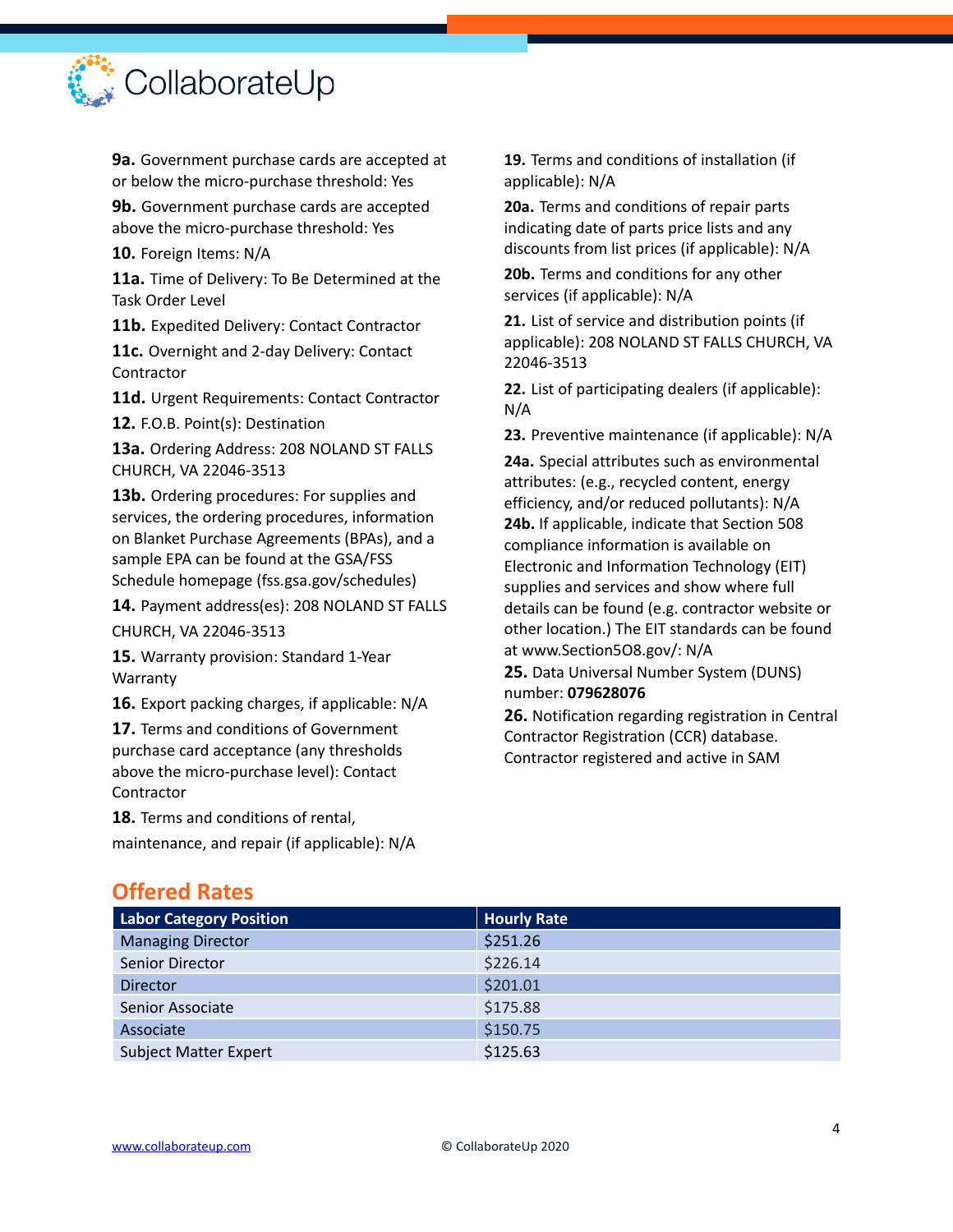**9a.** Government purchase cards are accepted at or below the micro-purchase threshold: Yes

**9b.** Government purchase cards are accepted above the micro-purchase threshold: Yes

**10.** Foreign Items: N/A

**11a.** Time of Delivery: To Be Determined at the Task Order Level

**11b.** Expedited Delivery: Contact Contractor

**11c.** Overnight and 2-day Delivery: Contact Contractor

**11d.** Urgent Requirements: Contact Contractor

**12.** F.O.B. Point(s): Destination

**13a.** Ordering Address: 208 NOLAND ST FALLS CHURCH, VA 22046-3513

**13b.** Ordering procedures: For supplies and services, the ordering procedures, information on Blanket Purchase Agreements (BPAs), and a sample EPA can be found at the GSA/FSS Schedule homepage (fss.gsa.gov/schedules)

**14.** Payment address(es): 208 NOLAND ST FALLS CHURCH, VA 22046-3513

**15.** Warranty provision: Standard 1-Year Warranty

**16.** Export packing charges, if applicable: N/A

**17.** Terms and conditions of Government purchase card acceptance (any thresholds above the micro-purchase level): Contact Contractor

**18.** Terms and conditions of rental, maintenance, and repair (if applicable): N/A

**19.** Terms and conditions of installation (if applicable): N/A

**20a.** Terms and conditions of repair parts indicating date of parts price lists and any discounts from list prices (if applicable): N/A

**20b.** Terms and conditions for any other services (if applicable): N/A

**21.** List of service and distribution points (if applicable): 208 NOLAND ST FALLS CHURCH, VA 22046-3513

**22.** List of participating dealers (if applicable): N/A

**23.** Preventive maintenance (if applicable): N/A

**24a.** Special attributes such as environmental attributes: (e.g., recycled content, energy efficiency, and/or reduced pollutants): N/A

**24b.** If applicable, indicate that Section 508 compliance information is available on Electronic and Information Technology (EIT) supplies and services and show where full details can be found (e.g. contractor website or other location.) The EIT standards can be found at www.Section5O8.gov/: N/A

**25.** Data Universal Number System (DUNS) number: **079628076**

**26.** Notification regarding registration in Central Contractor Registration (CCR) database. Contractor registered and active in SAM

## Offered Rates

| Labor Category Position | Hourly Rate |
|---|---|
| Managing Director | $251.26 |
| Senior Director | $226.14 |
| Director | $201.01 |
| Senior Associate | $175.88 |
| Associate | $150.75 |
| Subject Matter Expert | $125.63 |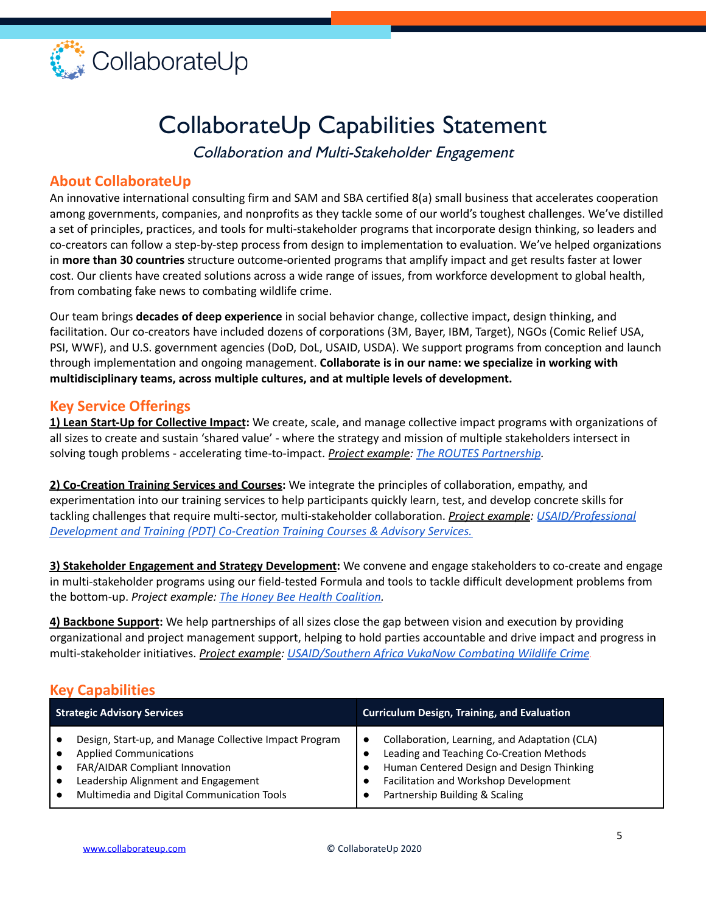CollaborateUp

# CollaborateUp Capabilities Statement

*Collaboration and Multi-Stakeholder Engagement*

## About CollaborateUp

An innovative international consulting firm and SAM and SBA certified 8(a) small business that accelerates cooperation among governments, companies, and nonprofits as they tackle some of our world's toughest challenges. We've distilled a set of principles, practices, and tools for multi-stakeholder programs that incorporate design thinking, so leaders and co-creators can follow a step-by-step process from design to implementation to evaluation. We've helped organizations in **more than 30 countries** structure outcome-oriented programs that amplify impact and get results faster at lower cost. Our clients have created solutions across a wide range of issues, from workforce development to global health, from combating fake news to combating wildlife crime.

Our team brings **decades of deep experience** in social behavior change, collective impact, design thinking, and facilitation. Our co-creators have included dozens of corporations (3M, Bayer, IBM, Target), NGOs (Comic Relief USA, PSI, WWF), and U.S. government agencies (DoD, DoL, USAID, USDA). We support programs from conception and launch through implementation and ongoing management. **Collaborate is in our name: we specialize in working with multidisciplinary teams, across multiple cultures, and at multiple levels of development.**

## Key Service Offerings

**1) Lean Start-Up for Collective Impact:** We create, scale, and manage collective impact programs with organizations of all sizes to create and sustain 'shared value' - where the strategy and mission of multiple stakeholders intersect in solving tough problems - accelerating time-to-impact. *Project example: The ROUTES Partnership.*

**2) Co-Creation Training Services and Courses:** We integrate the principles of collaboration, empathy, and experimentation into our training services to help participants quickly learn, test, and develop concrete skills for tackling challenges that require multi-sector, multi-stakeholder collaboration. *Project example: USAID/Professional Development and Training (PDT) Co-Creation Training Courses & Advisory Services.*

**3) Stakeholder Engagement and Strategy Development:** We convene and engage stakeholders to co-create and engage in multi-stakeholder programs using our field-tested Formula and tools to tackle difficult development problems from the bottom-up. *Project example: The Honey Bee Health Coalition.*

**4) Backbone Support:** We help partnerships of all sizes close the gap between vision and execution by providing organizational and project management support, helping to hold parties accountable and drive impact and progress in multi-stakeholder initiatives. *Project example: USAID/Southern Africa VukaNow Combating Wildlife Crime.*

## Key Capabilities

| Strategic Advisory Services | Curriculum Design, Training, and Evaluation |
| --- | --- |
| • Design, Start-up, and Manage Collective Impact Program<br>• Applied Communications<br>• FAR/AIDAR Compliant Innovation<br>• Leadership Alignment and Engagement<br>• Multimedia and Digital Communication Tools | • Collaboration, Learning, and Adaptation (CLA)<br>• Leading and Teaching Co-Creation Methods<br>• Human Centered Design and Design Thinking<br>• Facilitation and Workshop Development<br>• Partnership Building & Scaling |

www.collaborateup.com © CollaborateUp 2020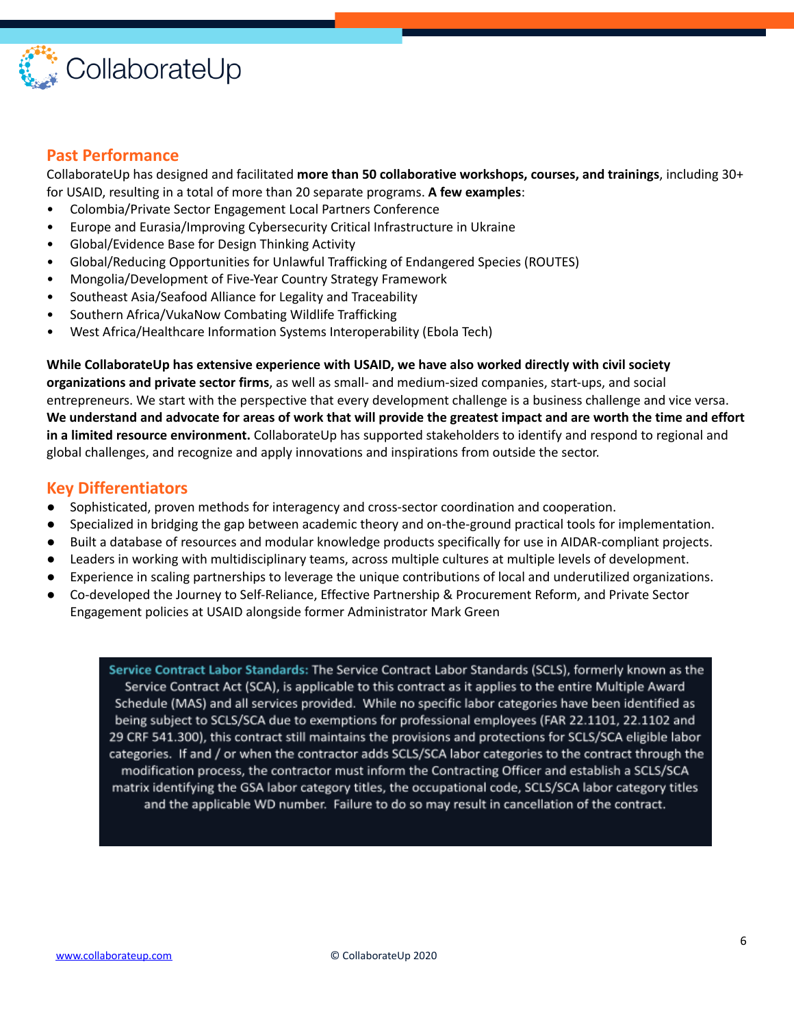## Past Performance

CollaborateUp has designed and facilitated **more than 50 collaborative workshops, courses, and trainings**, including 30+ for USAID, resulting in a total of more than 20 separate programs. **A few examples**:

- Colombia/Private Sector Engagement Local Partners Conference
- Europe and Eurasia/Improving Cybersecurity Critical Infrastructure in Ukraine
- Global/Evidence Base for Design Thinking Activity
- Global/Reducing Opportunities for Unlawful Trafficking of Endangered Species (ROUTES)
- Mongolia/Development of Five-Year Country Strategy Framework
- Southeast Asia/Seafood Alliance for Legality and Traceability
- Southern Africa/VukaNow Combating Wildlife Trafficking
- West Africa/Healthcare Information Systems Interoperability (Ebola Tech)

**While CollaborateUp has extensive experience with USAID, we have also worked directly with civil society organizations and private sector firms**, as well as small- and medium-sized companies, start-ups, and social entrepreneurs. We start with the perspective that every development challenge is a business challenge and vice versa. **We understand and advocate for areas of work that will provide the greatest impact and are worth the time and effort in a limited resource environment.** CollaborateUp has supported stakeholders to identify and respond to regional and global challenges, and recognize and apply innovations and inspirations from outside the sector.

## Key Differentiators

- Sophisticated, proven methods for interagency and cross-sector coordination and cooperation.
- Specialized in bridging the gap between academic theory and on-the-ground practical tools for implementation.
- Built a database of resources and modular knowledge products specifically for use in AIDAR-compliant projects.
- Leaders in working with multidisciplinary teams, across multiple cultures at multiple levels of development.
- Experience in scaling partnerships to leverage the unique contributions of local and underutilized organizations.
- Co-developed the Journey to Self-Reliance, Effective Partnership & Procurement Reform, and Private Sector Engagement policies at USAID alongside former Administrator Mark Green

**Service Contract Labor Standards:** The Service Contract Labor Standards (SCLS), formerly known as the Service Contract Act (SCA), is applicable to this contract as it applies to the entire Multiple Award Schedule (MAS) and all services provided. While no specific labor categories have been identified as being subject to SCLS/SCA due to exemptions for professional employees (FAR 22.1101, 22.1102 and 29 CRF 541.300), this contract still maintains the provisions and protections for SCLS/SCA eligible labor categories. If and / or when the contractor adds SCLS/SCA labor categories to the contract through the modification process, the contractor must inform the Contracting Officer and establish a SCLS/SCA matrix identifying the GSA labor category titles, the occupational code, SCLS/SCA labor category titles and the applicable WD number. Failure to do so may result in cancellation of the contract.